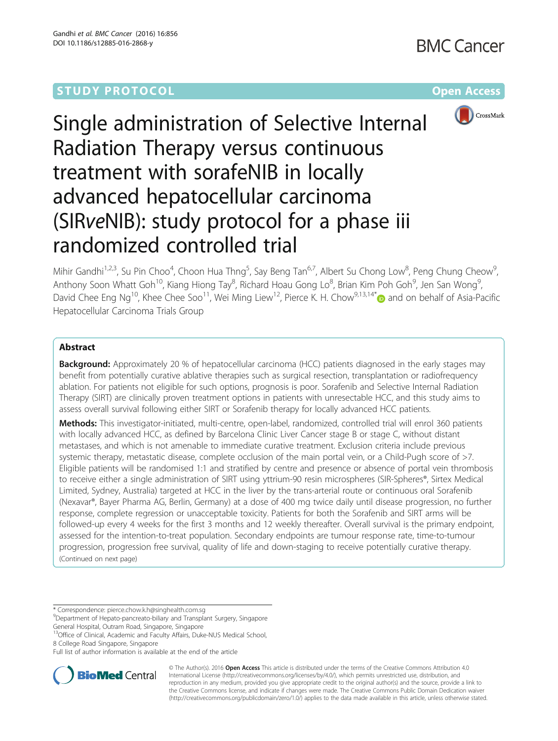STUDY PROTOCOL Open Access

# Single administration of Selective Internal Radiation Therapy versus continuous treatment with sorafeNIB in locally advanced hepatocellular carcinoma (SIRveNIB): study protocol for a phase iii randomized controlled trial

Mihir Gandhi[1,2,3], Su Pin Choo[4], Choon Hua Thng[5], Say Beng Tan[6,7], Albert Su Chong Low[8], Peng Chung Cheow[9], Anthony Soon Whatt Goh[10], Kiang Hiong Tay[8], Richard Hoau Gong Lo[8], Brian Kim Poh Goh[9], Jen San Wong[9], David Chee Eng Ng[10], Khee Chee Soo[11], Wei Ming Liew[12], Pierce K. H. Chow[9,13,14*] and on behalf of Asia-Pacific Hepatocellular Carcinoma Trials Group

## Abstract

**Background:** Approximately 20 % of hepatocellular carcinoma (HCC) patients diagnosed in the early stages may benefit from potentially curative ablative therapies such as surgical resection, transplantation or radiofrequency ablation. For patients not eligible for such options, prognosis is poor. Sorafenib and Selective Internal Radiation Therapy (SIRT) are clinically proven treatment options in patients with unresectable HCC, and this study aims to assess overall survival following either SIRT or Sorafenib therapy for locally advanced HCC patients.

**Methods:** This investigator-initiated, multi-centre, open-label, randomized, controlled trial will enrol 360 patients with locally advanced HCC, as defined by Barcelona Clinic Liver Cancer stage B or stage C, without distant metastases, and which is not amenable to immediate curative treatment. Exclusion criteria include previous systemic therapy, metastatic disease, complete occlusion of the main portal vein, or a Child-Pugh score of >7. Eligible patients will be randomised 1:1 and stratified by centre and presence or absence of portal vein thrombosis to receive either a single administration of SIRT using yttrium-90 resin microspheres (SIR-Spheres®, Sirtex Medical Limited, Sydney, Australia) targeted at HCC in the liver by the trans-arterial route or continuous oral Sorafenib (Nexavar®, Bayer Pharma AG, Berlin, Germany) at a dose of 400 mg twice daily until disease progression, no further response, complete regression or unacceptable toxicity. Patients for both the Sorafenib and SIRT arms will be followed-up every 4 weeks for the first 3 months and 12 weekly thereafter. Overall survival is the primary endpoint, assessed for the intention-to-treat population. Secondary endpoints are tumour response rate, time-to-tumour progression, progression free survival, quality of life and down-staging to receive potentially curative therapy.

(Continued on next page)

\* Correspondence: pierce.chow.k.h@singhealth.com.sg

[9]Department of Hepato-pancreato-biliary and Transplant Surgery, Singapore General Hospital, Outram Road, Singapore, Singapore

[13]Office of Clinical, Academic and Faculty Affairs, Duke-NUS Medical School, 8 College Road Singapore, Singapore

Full list of author information is available at the end of the article

© The Author(s). 2016 **Open Access** This article is distributed under the terms of the Creative Commons Attribution 4.0 International License (http://creativecommons.org/licenses/by/4.0/), which permits unrestricted use, distribution, and reproduction in any medium, provided you give appropriate credit to the original author(s) and the source, provide a link to the Creative Commons license, and indicate if changes were made. The Creative Commons Public Domain Dedication waiver (http://creativecommons.org/publicdomain/zero/1.0/) applies to the data made available in this article, unless otherwise stated.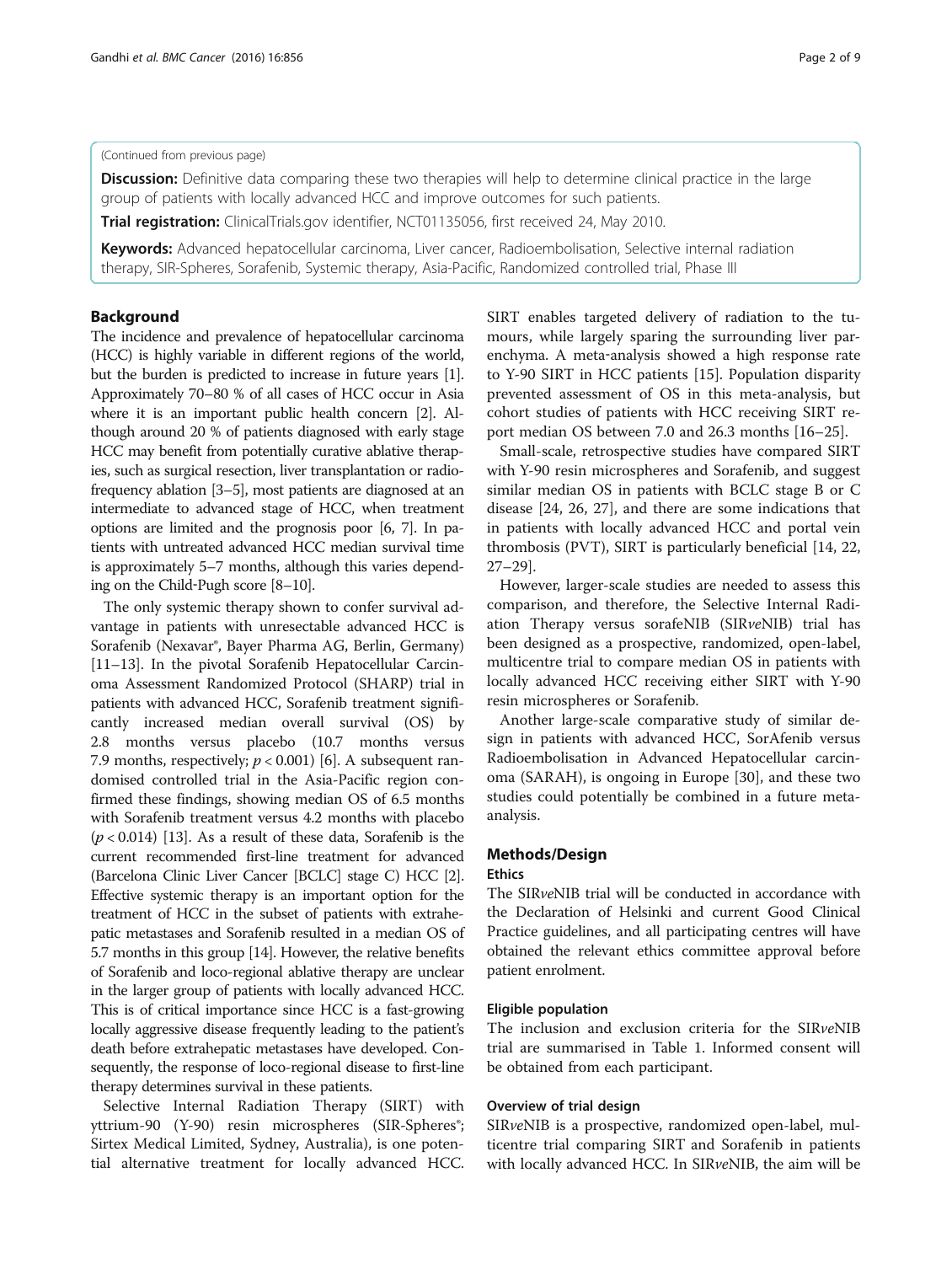(Continued from previous page)

**Discussion:** Definitive data comparing these two therapies will help to determine clinical practice in the large group of patients with locally advanced HCC and improve outcomes for such patients.

**Trial registration:** ClinicalTrials.gov identifier, NCT01135056, first received 24, May 2010.

**Keywords:** Advanced hepatocellular carcinoma, Liver cancer, Radioembolisation, Selective internal radiation therapy, SIR-Spheres, Sorafenib, Systemic therapy, Asia-Pacific, Randomized controlled trial, Phase III

## Background

The incidence and prevalence of hepatocellular carcinoma (HCC) is highly variable in different regions of the world, but the burden is predicted to increase in future years [1]. Approximately 70–80 % of all cases of HCC occur in Asia where it is an important public health concern [2]. Although around 20 % of patients diagnosed with early stage HCC may benefit from potentially curative ablative therapies, such as surgical resection, liver transplantation or radiofrequency ablation [3–5], most patients are diagnosed at an intermediate to advanced stage of HCC, when treatment options are limited and the prognosis poor [6, 7]. In patients with untreated advanced HCC median survival time is approximately 5–7 months, although this varies depending on the Child-Pugh score [8–10].

The only systemic therapy shown to confer survival advantage in patients with unresectable advanced HCC is Sorafenib (Nexavar®, Bayer Pharma AG, Berlin, Germany) [11–13]. In the pivotal Sorafenib Hepatocellular Carcinoma Assessment Randomized Protocol (SHARP) trial in patients with advanced HCC, Sorafenib treatment significantly increased median overall survival (OS) by 2.8 months versus placebo (10.7 months versus 7.9 months, respectively; $p < 0.001$) [6]. A subsequent randomised controlled trial in the Asia-Pacific region confirmed these findings, showing median OS of 6.5 months with Sorafenib treatment versus 4.2 months with placebo ($p < 0.014$) [13]. As a result of these data, Sorafenib is the current recommended first-line treatment for advanced (Barcelona Clinic Liver Cancer [BCLC] stage C) HCC [2]. Effective systemic therapy is an important option for the treatment of HCC in the subset of patients with extrahepatic metastases and Sorafenib resulted in a median OS of 5.7 months in this group [14]. However, the relative benefits of Sorafenib and loco-regional ablative therapy are unclear in the larger group of patients with locally advanced HCC. This is of critical importance since HCC is a fast-growing locally aggressive disease frequently leading to the patient's death before extrahepatic metastases have developed. Consequently, the response of loco-regional disease to first-line therapy determines survival in these patients.

Selective Internal Radiation Therapy (SIRT) with yttrium-90 (Y-90) resin microspheres (SIR-Spheres®; Sirtex Medical Limited, Sydney, Australia), is one potential alternative treatment for locally advanced HCC. SIRT enables targeted delivery of radiation to the tumours, while largely sparing the surrounding liver parenchyma. A meta-analysis showed a high response rate to Y-90 SIRT in HCC patients [15]. Population disparity prevented assessment of OS in this meta-analysis, but cohort studies of patients with HCC receiving SIRT report median OS between 7.0 and 26.3 months [16–25].

Small-scale, retrospective studies have compared SIRT with Y-90 resin microspheres and Sorafenib, and suggest similar median OS in patients with BCLC stage B or C disease [24, 26, 27], and there are some indications that in patients with locally advanced HCC and portal vein thrombosis (PVT), SIRT is particularly beneficial [14, 22, 27–29].

However, larger-scale studies are needed to assess this comparison, and therefore, the Selective Internal Radiation Therapy versus sorafeNIB (SIR*ve*NIB) trial has been designed as a prospective, randomized, open-label, multicentre trial to compare median OS in patients with locally advanced HCC receiving either SIRT with Y-90 resin microspheres or Sorafenib.

Another large-scale comparative study of similar design in patients with advanced HCC, SorAfenib versus Radioembolisation in Advanced Hepatocellular carcinoma (SARAH), is ongoing in Europe [30], and these two studies could potentially be combined in a future meta-analysis.

## Methods/Design

### Ethics

The SIR*ve*NIB trial will be conducted in accordance with the Declaration of Helsinki and current Good Clinical Practice guidelines, and all participating centres will have obtained the relevant ethics committee approval before patient enrolment.

### Eligible population

The inclusion and exclusion criteria for the SIR*ve*NIB trial are summarised in Table 1. Informed consent will be obtained from each participant.

### Overview of trial design

SIR*ve*NIB is a prospective, randomized open-label, multicentre trial comparing SIRT and Sorafenib in patients with locally advanced HCC. In SIR*ve*NIB, the aim will be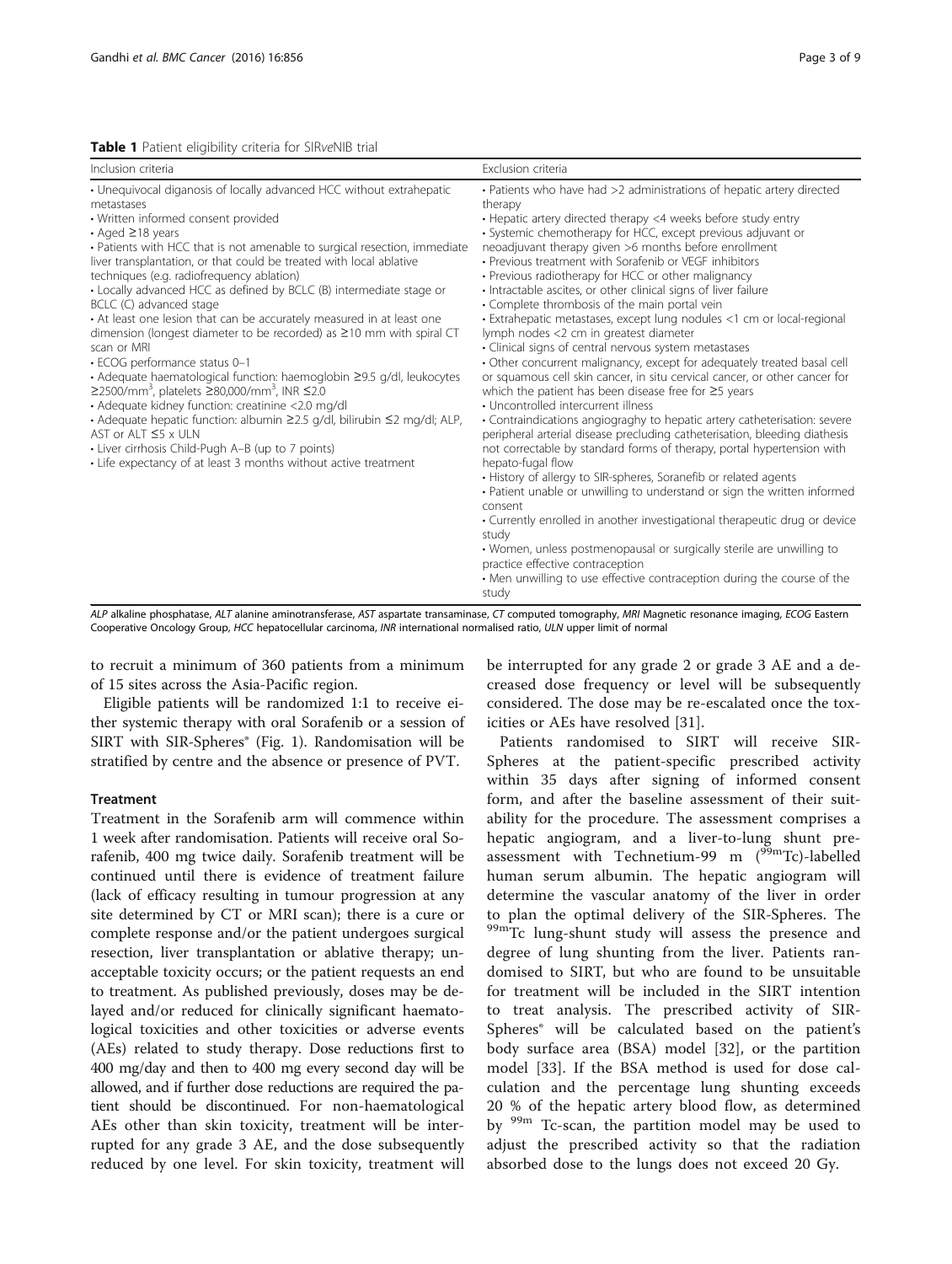**Table 1** Patient eligibility criteria for SIR*ve*NIB trial

| Inclusion criteria | Exclusion criteria |
| --- | --- |
| • Unequivocal diganosis of locally advanced HCC without extrahepatic metastases<br>• Written informed consent provided<br>• Aged ≥18 years<br>• Patients with HCC that is not amenable to surgical resection, immediate liver transplantation, or that could be treated with local ablative techniques (e.g. radiofrequency ablation)<br>• Locally advanced HCC as defined by BCLC (B) intermediate stage or BCLC (C) advanced stage<br>• At least one lesion that can be accurately measured in at least one dimension (longest diameter to be recorded) as ≥10 mm with spiral CT scan or MRI<br>• ECOG performance status 0–1<br>• Adequate haematological function: haemoglobin ≥9.5 g/dl, leukocytes ≥2500/mm$^3$, platelets ≥80,000/mm$^3$, INR ≤2.0<br>• Adequate kidney function: creatinine <2.0 mg/dl<br>• Adequate hepatic function: albumin ≥2.5 g/dl, bilirubin ≤2 mg/dl; ALP, AST or ALT ≤5 x ULN<br>• Liver cirrhosis Child-Pugh A–B (up to 7 points)<br>• Life expectancy of at least 3 months without active treatment | • Patients who have had >2 administrations of hepatic artery directed therapy<br>• Hepatic artery directed therapy <4 weeks before study entry<br>• Systemic chemotherapy for HCC, except previous adjuvant or neoadjuvant therapy given >6 months before enrollment<br>• Previous treatment with Sorafenib or VEGF inhibitors<br>• Previous radiotherapy for HCC or other malignancy<br>• Intractable ascites, or other clinical signs of liver failure<br>• Complete thrombosis of the main portal vein<br>• Extrahepatic metastases, except lung nodules <1 cm or local-regional lymph nodes <2 cm in greatest diameter<br>• Clinical signs of central nervous system metastases<br>• Other concurrent malignancy, except for adequately treated basal cell or squamous cell skin cancer, in situ cervical cancer, or other cancer for which the patient has been disease free for ≥5 years<br>• Uncontrolled intercurrent illness<br>• Contraindications angiograghy to hepatic artery catheterisation: severe peripheral arterial disease precluding catheterisation, bleeding diathesis not correctable by standard forms of therapy, portal hypertension with hepato-fugal flow<br>• History of allergy to SIR-spheres, Soranefib or related agents<br>• Patient unable or unwilling to understand or sign the written informed consent<br>• Currently enrolled in another investigational therapeutic drug or device study<br>• Women, unless postmenopausal or surgically sterile are unwilling to practice effective contraception<br>• Men unwilling to use effective contraception during the course of the study |

*ALP* alkaline phosphatase, *ALT* alanine aminotransferase, *AST* aspartate transaminase, *CT* computed tomography, *MRI* Magnetic resonance imaging, *ECOG* Eastern Cooperative Oncology Group, *HCC* hepatocellular carcinoma, *INR* international normalised ratio, *ULN* upper limit of normal

to recruit a minimum of 360 patients from a minimum of 15 sites across the Asia-Pacific region.

Eligible patients will be randomized 1:1 to receive either systemic therapy with oral Sorafenib or a session of SIRT with SIR-Spheres® (Fig. 1). Randomisation will be stratified by centre and the absence or presence of PVT.

### Treatment

Treatment in the Sorafenib arm will commence within 1 week after randomisation. Patients will receive oral Sorafenib, 400 mg twice daily. Sorafenib treatment will be continued until there is evidence of treatment failure (lack of efficacy resulting in tumour progression at any site determined by CT or MRI scan); there is a cure or complete response and/or the patient undergoes surgical resection, liver transplantation or ablative therapy; unacceptable toxicity occurs; or the patient requests an end to treatment. As published previously, doses may be delayed and/or reduced for clinically significant haematological toxicities and other toxicities or adverse events (AEs) related to study therapy. Dose reductions first to 400 mg/day and then to 400 mg every second day will be allowed, and if further dose reductions are required the patient should be discontinued. For non-haematological AEs other than skin toxicity, treatment will be interrupted for any grade 3 AE, and the dose subsequently reduced by one level. For skin toxicity, treatment will be interrupted for any grade 2 or grade 3 AE and a decreased dose frequency or level will be subsequently considered. The dose may be re-escalated once the toxicities or AEs have resolved [31].

Patients randomised to SIRT will receive SIR-Spheres at the patient-specific prescribed activity within 35 days after signing of informed consent form, and after the baseline assessment of their suitability for the procedure. The assessment comprises a hepatic angiogram, and a liver-to-lung shunt pre-assessment with Technetium-99 m ($^{99m}$Tc)-labelled human serum albumin. The hepatic angiogram will determine the vascular anatomy of the liver in order to plan the optimal delivery of the SIR-Spheres. The $^{99m}$Tc lung-shunt study will assess the presence and degree of lung shunting from the liver. Patients randomised to SIRT, but who are found to be unsuitable for treatment will be included in the SIRT intention to treat analysis. The prescribed activity of SIR-Spheres® will be calculated based on the patient's body surface area (BSA) model [32], or the partition model [33]. If the BSA method is used for dose calculation and the percentage lung shunting exceeds 20 % of the hepatic artery blood flow, as determined by $^{99m}$ Tc-scan, the partition model may be used to adjust the prescribed activity so that the radiation absorbed dose to the lungs does not exceed 20 Gy.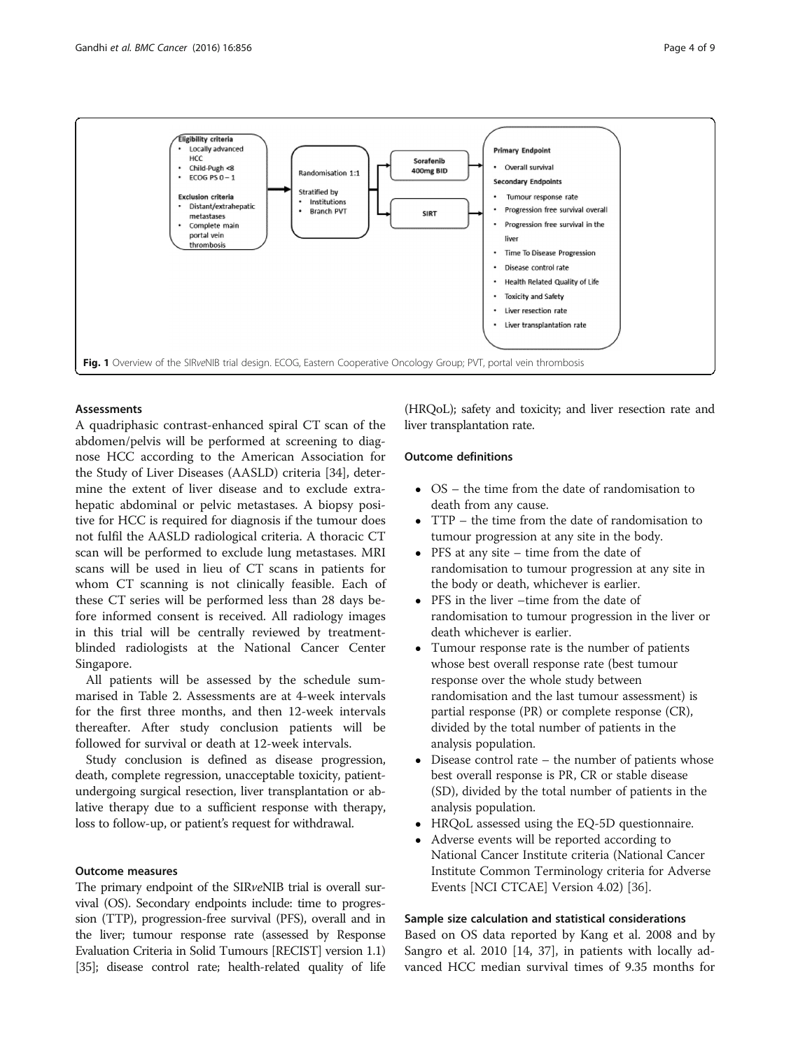Eligibility criteria
- Locally advanced HCC
- Child-Pugh <8
- ECOG PS 0 – 1

Exclusion criteria
- Distant/extrahepatic metastases
- Complete main portal vein thrombosis

Randomisation 1:1

Stratified by
- Institutions
- Branch PVT

Sorafenib 400mg BID

SIRT

Primary Endpoint
- Overall survival

Secondary Endpoints
- Tumour response rate
- Progression free survival overall
- Progression free survival in the liver
- Time To Disease Progression
- Disease control rate
- Health Related Quality of Life
- Toxicity and Safety
- Liver resection rate
- Liver transplantation rate

**Fig. 1** Overview of the SIR*ve*NIB trial design. ECOG, Eastern Cooperative Oncology Group; PVT, portal vein thrombosis

### Assessments

A quadriphasic contrast-enhanced spiral CT scan of the abdomen/pelvis will be performed at screening to diagnose HCC according to the American Association for the Study of Liver Diseases (AASLD) criteria [34], determine the extent of liver disease and to exclude extrahepatic abdominal or pelvic metastases. A biopsy positive for HCC is required for diagnosis if the tumour does not fulfil the AASLD radiological criteria. A thoracic CT scan will be performed to exclude lung metastases. MRI scans will be used in lieu of CT scans in patients for whom CT scanning is not clinically feasible. Each of these CT series will be performed less than 28 days before informed consent is received. All radiology images in this trial will be centrally reviewed by treatment-blinded radiologists at the National Cancer Center Singapore.

All patients will be assessed by the schedule summarised in Table 2. Assessments are at 4-week intervals for the first three months, and then 12-week intervals thereafter. After study conclusion patients will be followed for survival or death at 12-week intervals.

Study conclusion is defined as disease progression, death, complete regression, unacceptable toxicity, patient-undergoing surgical resection, liver transplantation or ablative therapy due to a sufficient response with therapy, loss to follow-up, or patient's request for withdrawal.

### Outcome measures

The primary endpoint of the SIR*ve*NIB trial is overall survival (OS). Secondary endpoints include: time to progression (TTP), progression-free survival (PFS), overall and in the liver; tumour response rate (assessed by Response Evaluation Criteria in Solid Tumours [RECIST] version 1.1) [35]; disease control rate; health-related quality of life (HRQoL); safety and toxicity; and liver resection rate and liver transplantation rate.

### Outcome definitions

- OS – the time from the date of randomisation to death from any cause.
- TTP – the time from the date of randomisation to tumour progression at any site in the body.
- PFS at any site – time from the date of randomisation to tumour progression at any site in the body or death, whichever is earlier.
- PFS in the liver –time from the date of randomisation to tumour progression in the liver or death whichever is earlier.
- Tumour response rate is the number of patients whose best overall response rate (best tumour response over the whole study between randomisation and the last tumour assessment) is partial response (PR) or complete response (CR), divided by the total number of patients in the analysis population.
- Disease control rate – the number of patients whose best overall response is PR, CR or stable disease (SD), divided by the total number of patients in the analysis population.
- HRQoL assessed using the EQ-5D questionnaire.
- Adverse events will be reported according to National Cancer Institute criteria (National Cancer Institute Common Terminology criteria for Adverse Events [NCI CTCAE] Version 4.02) [36].

### Sample size calculation and statistical considerations

Based on OS data reported by Kang et al. 2008 and by Sangro et al. 2010 [14, 37], in patients with locally advanced HCC median survival times of 9.35 months for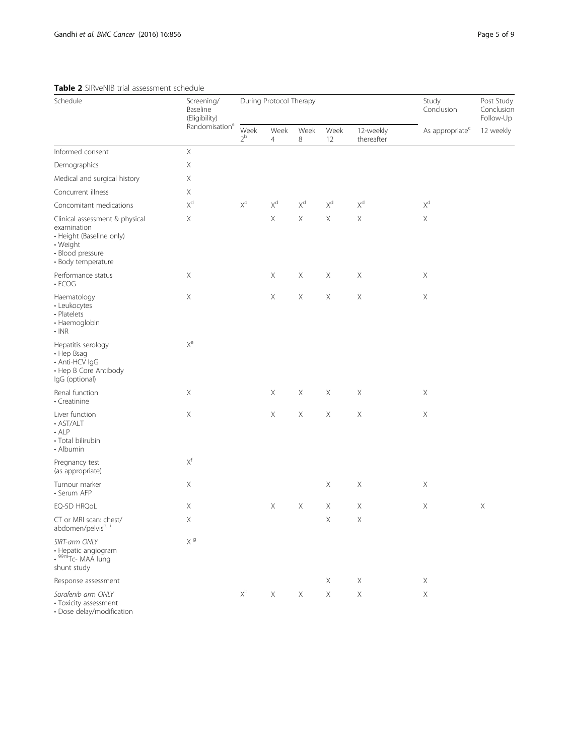**Table 2** SIRveNIB trial assessment schedule

| Schedule | Screening/ Baseline (Eligibility) Randomisation[a] | During Protocol Therapy | | | | | Study Conclusion | Post Study Conclusion Follow-Up |
|---|---|---|---|---|---|---|---|---|
| | | Week 2[b] | Week 4 | Week 8 | Week 12 | 12-weekly thereafter | As appropriate[c] | 12 weekly |
| Informed consent | X | | | | | | | |
| Demographics | X | | | | | | | |
| Medical and surgical history | X | | | | | | | |
| Concurrent illness | X | | | | | | | |
| Concomitant medications | X[d] | X[d] | X[d] | X[d] | X[d] | X[d] | X[d] | |
| Clinical assessment & physical examination • Height (Baseline only) • Weight • Blood pressure • Body temperature | X | | X | X | X | X | X | |
| Performance status • ECOG | X | | X | X | X | X | X | |
| Haematology • Leukocytes • Platelets • Haemoglobin • INR | X | | X | X | X | X | X | |
| Hepatitis serology • Hep Bsag • Anti-HCV IgG • Hep B Core Antibody IgG (optional) | X[e] | | | | | | | |
| Renal function • Creatinine | X | | X | X | X | X | X | |
| Liver function • AST/ALT • ALP • Total bilirubin • Albumin | X | | X | X | X | X | X | |
| Pregnancy test (as appropriate) | X[f] | | | | | | | |
| Tumour marker • Serum AFP | X | | | | X | X | X | |
| EQ-5D HRQoL | X | | X | X | X | X | X | X |
| CT or MRI scan: chest/ abdomen/pelvis[h, i] | X | | | | X | X | | |
| *SIRT-arm ONLY* • Hepatic angiogram • $^{99m}$Tc- MAA lung shunt study | X[g] | | | | | | | |
| Response assessment | | | | | X | X | X | |
| *Sorafenib arm ONLY* • Toxicity assessment • Dose delay/modification | | X[b] | X | X | X | X | X | |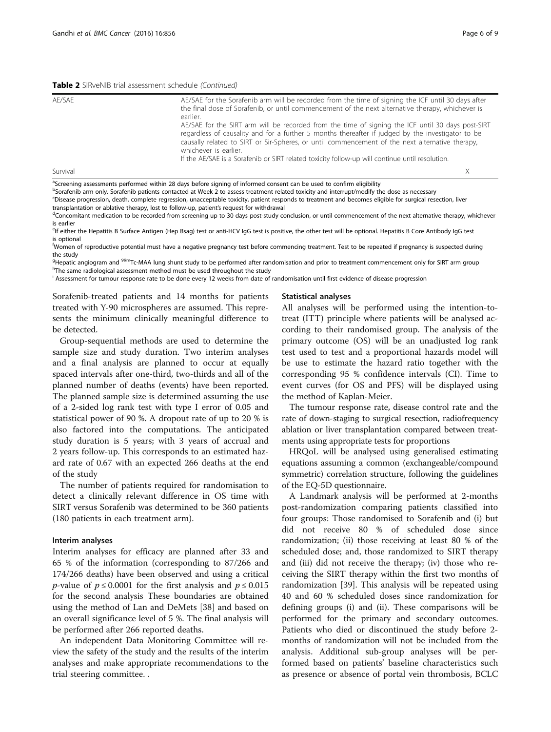**Table 2** SIRveNIB trial assessment schedule *(Continued)*

| | | |
|---|---|---|
| AE/SAE | AE/SAE for the Sorafenib arm will be recorded from the time of signing the ICF until 30 days after the final dose of Sorafenib, or until commencement of the next alternative therapy, whichever is earlier. AE/SAE for the SIRT arm will be recorded from the time of signing the ICF until 30 days post-SIRT regardless of causality and for a further 5 months thereafter if judged by the investigator to be causally related to SIRT or Sir-Spheres, or until commencement of the next alternative therapy, whichever is earlier. If the AE/SAE is a Sorafenib or SIRT related toxicity follow-up will continue until resolution. | |
| Survival | | X |

[a]Screening assessments performed within 28 days before signing of informed consent can be used to confirm eligibility
[b]Sorafenib arm only. Sorafenib patients contacted at Week 2 to assess treatment related toxicity and interrupt/modify the dose as necessary
[c]Disease progression, death, complete regression, unacceptable toxicity, patient responds to treatment and becomes eligible for surgical resection, liver transplantation or ablative therapy, lost to follow-up, patient's request for withdrawal
[d]Concomitant medication to be recorded from screening up to 30 days post-study conclusion, or until commencement of the next alternative therapy, whichever is earlier
[e]If either the Hepatitis B Surface Antigen (Hep Bsag) test or anti-HCV IgG test is positive, the other test will be optional. Hepatitis B Core Antibody IgG test is optional
[f]Women of reproductive potential must have a negative pregnancy test before commencing treatment. Test to be repeated if pregnancy is suspected during the study
[g]Hepatic angiogram and $^{99m}$Tc-MAA lung shunt study to be performed after randomisation and prior to treatment commencement only for SIRT arm group
[h]The same radiological assessment method must be used throughout the study
[i] Assessment for tumour response rate to be done every 12 weeks from date of randomisation until first evidence of disease progression

Sorafenib-treated patients and 14 months for patients treated with Y-90 microspheres are assumed. This represents the minimum clinically meaningful difference to be detected.

Group-sequential methods are used to determine the sample size and study duration. Two interim analyses and a final analysis are planned to occur at equally spaced intervals after one-third, two-thirds and all of the planned number of deaths (events) have been reported. The planned sample size is determined assuming the use of a 2-sided log rank test with type I error of 0.05 and statistical power of 90 %. A dropout rate of up to 20 % is also factored into the computations. The anticipated study duration is 5 years; with 3 years of accrual and 2 years follow-up. This corresponds to an estimated hazard rate of 0.67 with an expected 266 deaths at the end of the study

The number of patients required for randomisation to detect a clinically relevant difference in OS time with SIRT versus Sorafenib was determined to be 360 patients (180 patients in each treatment arm).

#### Interim analyses

Interim analyses for efficacy are planned after 33 and 65 % of the information (corresponding to 87/266 and 174/266 deaths) have been observed and using a critical *p*-value of $p \leq 0.0001$ for the first analysis and $p \leq 0.015$ for the second analysis These boundaries are obtained using the method of Lan and DeMets [38] and based on an overall significance level of 5 %. The final analysis will be performed after 266 reported deaths.

An independent Data Monitoring Committee will review the safety of the study and the results of the interim analyses and make appropriate recommendations to the trial steering committee. .

#### Statistical analyses

All analyses will be performed using the intention-to-treat (ITT) principle where patients will be analysed according to their randomised group. The analysis of the primary outcome (OS) will be an unadjusted log rank test used to test and a proportional hazards model will be use to estimate the hazard ratio together with the corresponding 95 % confidence intervals (CI). Time to event curves (for OS and PFS) will be displayed using the method of Kaplan-Meier.

The tumour response rate, disease control rate and the rate of down-staging to surgical resection, radiofrequency ablation or liver transplantation compared between treatments using appropriate tests for proportions

HRQoL will be analysed using generalised estimating equations assuming a common (exchangeable/compound symmetric) correlation structure, following the guidelines of the EQ-5D questionnaire.

A Landmark analysis will be performed at 2-months post-randomization comparing patients classified into four groups: Those randomised to Sorafenib and (i) but did not receive 80 % of scheduled dose since randomization; (ii) those receiving at least 80 % of the scheduled dose; and, those randomized to SIRT therapy and (iii) did not receive the therapy; (iv) those who receiving the SIRT therapy within the first two months of randomization [39]. This analysis will be repeated using 40 and 60 % scheduled doses since randomization for defining groups (i) and (ii). These comparisons will be performed for the primary and secondary outcomes. Patients who died or discontinued the study before 2-months of randomization will not be included from the analysis. Additional sub-group analyses will be performed based on patients' baseline characteristics such as presence or absence of portal vein thrombosis, BCLC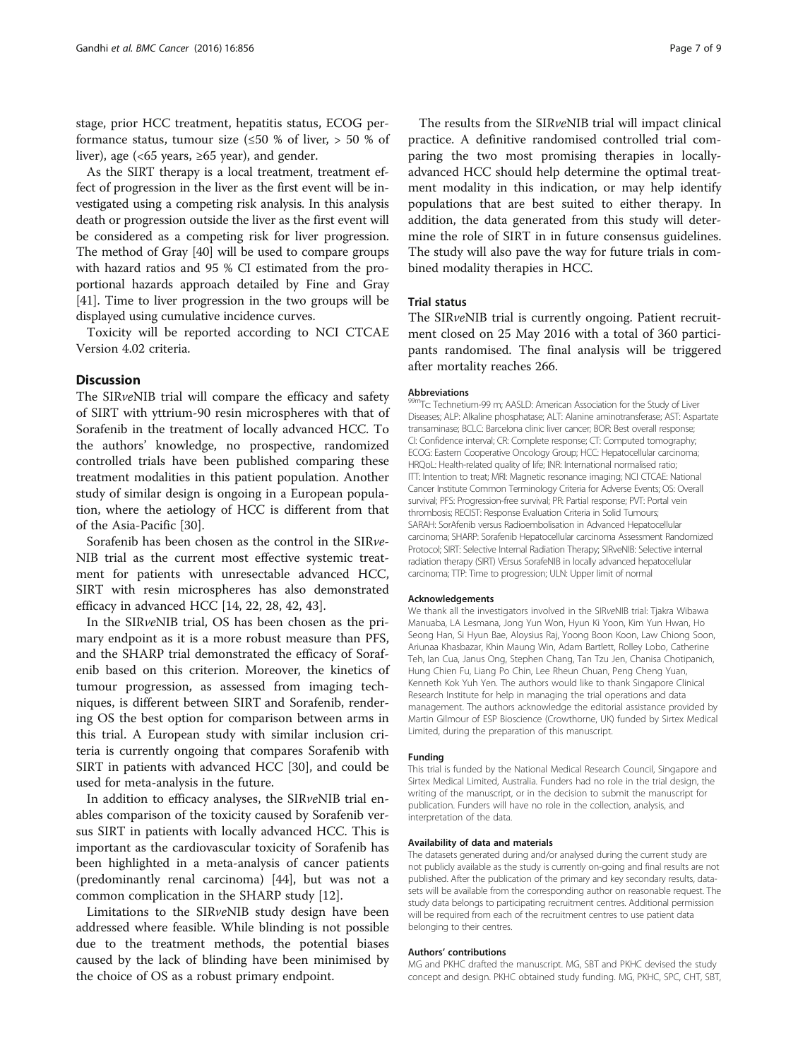stage, prior HCC treatment, hepatitis status, ECOG performance status, tumour size (≤50 % of liver, > 50 % of liver), age (<65 years, ≥65 year), and gender.

As the SIRT therapy is a local treatment, treatment effect of progression in the liver as the first event will be investigated using a competing risk analysis. In this analysis death or progression outside the liver as the first event will be considered as a competing risk for liver progression. The method of Gray [40] will be used to compare groups with hazard ratios and 95 % CI estimated from the proportional hazards approach detailed by Fine and Gray [41]. Time to liver progression in the two groups will be displayed using cumulative incidence curves.

Toxicity will be reported according to NCI CTCAE Version 4.02 criteria.

## Discussion

The SIR*ve*NIB trial will compare the efficacy and safety of SIRT with yttrium-90 resin microspheres with that of Sorafenib in the treatment of locally advanced HCC. To the authors' knowledge, no prospective, randomized controlled trials have been published comparing these treatment modalities in this patient population. Another study of similar design is ongoing in a European population, where the aetiology of HCC is different from that of the Asia-Pacific [30].

Sorafenib has been chosen as the control in the SIR*ve*NIB trial as the current most effective systemic treatment for patients with unresectable advanced HCC, SIRT with resin microspheres has also demonstrated efficacy in advanced HCC [14, 22, 28, 42, 43].

In the SIR*ve*NIB trial, OS has been chosen as the primary endpoint as it is a more robust measure than PFS, and the SHARP trial demonstrated the efficacy of Sorafenib based on this criterion. Moreover, the kinetics of tumour progression, as assessed from imaging techniques, is different between SIRT and Sorafenib, rendering OS the best option for comparison between arms in this trial. A European study with similar inclusion criteria is currently ongoing that compares Sorafenib with SIRT in patients with advanced HCC [30], and could be used for meta-analysis in the future.

In addition to efficacy analyses, the SIR*ve*NIB trial enables comparison of the toxicity caused by Sorafenib versus SIRT in patients with locally advanced HCC. This is important as the cardiovascular toxicity of Sorafenib has been highlighted in a meta-analysis of cancer patients (predominantly renal carcinoma) [44], but was not a common complication in the SHARP study [12].

Limitations to the SIR*ve*NIB study design have been addressed where feasible. While blinding is not possible due to the treatment methods, the potential biases caused by the lack of blinding have been minimised by the choice of OS as a robust primary endpoint.

The results from the SIR*ve*NIB trial will impact clinical practice. A definitive randomised controlled trial comparing the two most promising therapies in locally-advanced HCC should help determine the optimal treatment modality in this indication, or may help identify populations that are best suited to either therapy. In addition, the data generated from this study will determine the role of SIRT in in future consensus guidelines. The study will also pave the way for future trials in combined modality therapies in HCC.

### Trial status

The SIR*ve*NIB trial is currently ongoing. Patient recruitment closed on 25 May 2016 with a total of 360 participants randomised. The final analysis will be triggered after mortality reaches 266.

#### Abbreviations

$^{99m}$Tc: Technetium-99 m; AASLD: American Association for the Study of Liver Diseases; ALP: Alkaline phosphatase; ALT: Alanine aminotransferase; AST: Aspartate transaminase; BCLC: Barcelona clinic liver cancer; BOR: Best overall response; CI: Confidence interval; CR: Complete response; CT: Computed tomography; ECOG: Eastern Cooperative Oncology Group; HCC: Hepatocellular carcinoma; HRQoL: Health-related quality of life; INR: International normalised ratio; ITT: Intention to treat; MRI: Magnetic resonance imaging; NCI CTCAE: National Cancer Institute Common Terminology Criteria for Adverse Events; OS: Overall survival; PFS: Progression-free survival; PR: Partial response; PVT: Portal vein thrombosis; RECIST: Response Evaluation Criteria in Solid Tumours; SARAH: SorAfenib versus Radioembolisation in Advanced Hepatocellular carcinoma; SHARP: Sorafenib Hepatocellular carcinoma Assessment Randomized Protocol; SIRT: Selective Internal Radiation Therapy; SIRveNIB: Selective internal radiation therapy (SIRT) VErsus SorafeNIB in locally advanced hepatocellular carcinoma; TTP: Time to progression; ULN: Upper limit of normal

#### Acknowledgements

We thank all the investigators involved in the SIR*ve*NIB trial: Tjakra Wibawa Manuaba, LA Lesmana, Jong Yun Won, Hyun Ki Yoon, Kim Yun Hwan, Ho Seong Han, Si Hyun Bae, Aloysius Raj, Yoong Boon Koon, Law Chiong Soon, Ariunaa Khasbazar, Khin Maung Win, Adam Bartlett, Rolley Lobo, Catherine Teh, Ian Cua, Janus Ong, Stephen Chang, Tan Tzu Jen, Chanisa Chotipanich, Hung Chien Fu, Liang Po Chin, Lee Rheun Chuan, Peng Cheng Yuan, Kenneth Kok Yuh Yen. The authors would like to thank Singapore Clinical Research Institute for help in managing the trial operations and data management. The authors acknowledge the editorial assistance provided by Martin Gilmour of ESP Bioscience (Crowthorne, UK) funded by Sirtex Medical Limited, during the preparation of this manuscript.

#### Funding

This trial is funded by the National Medical Research Council, Singapore and Sirtex Medical Limited, Australia. Funders had no role in the trial design, the writing of the manuscript, or in the decision to submit the manuscript for publication. Funders will have no role in the collection, analysis, and interpretation of the data.

#### Availability of data and materials

The datasets generated during and/or analysed during the current study are not publicly available as the study is currently on-going and final results are not published. After the publication of the primary and key secondary results, datasets will be available from the corresponding author on reasonable request. The study data belongs to participating recruitment centres. Additional permission will be required from each of the recruitment centres to use patient data belonging to their centres.

#### Authors' contributions

MG and PKHC drafted the manuscript. MG, SBT and PKHC devised the study concept and design. PKHC obtained study funding. MG, PKHC, SPC, CHT, SBT,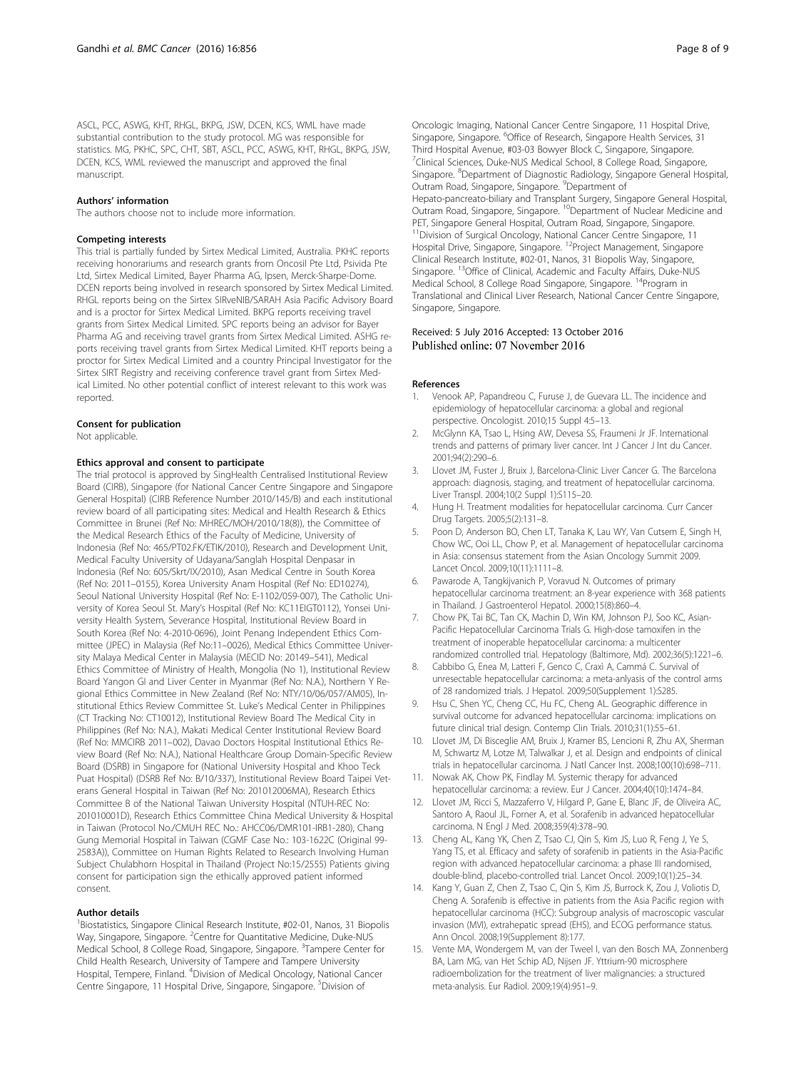ASCL, PCC, ASWG, KHT, RHGL, BKPG, JSW, DCEN, KCS, WML have made substantial contribution to the study protocol. MG was responsible for statistics. MG, PKHC, SPC, CHT, SBT, ASCL, PCC, ASWG, KHT, RHGL, BKPG, JSW, DCEN, KCS, WML reviewed the manuscript and approved the final manuscript.

### Authors' information

The authors choose not to include more information.

### Competing interests

This trial is partially funded by Sirtex Medical Limited, Australia. PKHC reports receiving honorariums and research grants from Oncosil Pte Ltd, Psivida Pte Ltd, Sirtex Medical Limited, Bayer Pharma AG, Ipsen, Merck-Sharpe-Dome. DCEN reports being involved in research sponsored by Sirtex Medical Limited. RHGL reports being on the Sirtex SIRveNIB/SARAH Asia Pacific Advisory Board and is a proctor for Sirtex Medical Limited. BKPG reports receiving travel grants from Sirtex Medical Limited. SPC reports being an advisor for Bayer Pharma AG and receiving travel grants from Sirtex Medical Limited. ASHG reports receiving travel grants from Sirtex Medical Limited. KHT reports being a proctor for Sirtex Medical Limited and a country Principal Investigator for the Sirtex SIRT Registry and receiving conference travel grant from Sirtex Medical Limited. No other potential conflict of interest relevant to this work was reported.

### Consent for publication

Not applicable.

### Ethics approval and consent to participate

The trial protocol is approved by SingHealth Centralised Institutional Review Board (CIRB), Singapore (for National Cancer Centre Singapore and Singapore General Hospital) (CIRB Reference Number 2010/145/B) and each institutional review board of all participating sites: Medical and Health Research & Ethics Committee in Brunei (Ref No: MHREC/MOH/2010/18(8)), the Committee of the Medical Research Ethics of the Faculty of Medicine, University of Indonesia (Ref No: 465/PT02.FK/ETIK/2010), Research and Development Unit, Medical Faculty University of Udayana/Sanglah Hospital Denpasar in Indonesia (Ref No: 605/Skrt/IX/2010), Asan Medical Centre in South Korea (Ref No: 2011–0155), Korea University Anam Hospital (Ref No: ED10274), Seoul National University Hospital (Ref No: E-1102/059-007), The Catholic University of Korea Seoul St. Mary's Hospital (Ref No: KC11EIGT0112), Yonsei University Health System, Severance Hospital, Institutional Review Board in South Korea (Ref No: 4-2010-0696), Joint Penang Independent Ethics Committee (JPEC) in Malaysia (Ref No:11–0026), Medical Ethics Committee University Malaya Medical Center in Malaysia (MECID No: 20149–541), Medical Ethics Committee of Ministry of Health, Mongolia (No 1), Institutional Review Board Yangon GI and Liver Center in Myanmar (Ref No: N.A.), Northern Y Regional Ethics Committee in New Zealand (Ref No: NTY/10/06/057/AM05), Institutional Ethics Review Committee St. Luke's Medical Center in Philippines (CT Tracking No: CT10012), Institutional Review Board The Medical City in Philippines (Ref No: N.A.), Makati Medical Center Institutional Review Board (Ref No: MMCIRB 2011–002), Davao Doctors Hospital Institutional Ethics Review Board (Ref No: N.A.), National Healthcare Group Domain-Specific Review Board (DSRB) in Singapore for (National University Hospital and Khoo Teck Puat Hospital) (DSRB Ref No: B/10/337), Institutional Review Board Taipei Veterans General Hospital in Taiwan (Ref No: 201012006MA), Research Ethics Committee B of the National Taiwan University Hospital (NTUH-REC No: 201010001D), Research Ethics Committee China Medical University & Hospital in Taiwan (Protocol No./CMUH REC No.: AHCC06/DMR101-IRB1-280), Chang Gung Memorial Hospital in Taiwan (CGMF Case No.: 103-1622C (Original 99-2583A)), Committee on Human Rights Related to Research Involving Human Subject Chulabhorn Hospital in Thailand (Project No:15/2555) Patients giving consent for participation sign the ethically approved patient informed consent.

### Author details

[1]Biostatistics, Singapore Clinical Research Institute, #02-01, Nanos, 31 Biopolis Way, Singapore, Singapore. [2]Centre for Quantitative Medicine, Duke-NUS Medical School, 8 College Road, Singapore, Singapore. [3]Tampere Center for Child Health Research, University of Tampere and Tampere University Hospital, Tempere, Finland. [4]Division of Medical Oncology, National Cancer Centre Singapore, 11 Hospital Drive, Singapore, Singapore. [5]Division of Oncologic Imaging, National Cancer Centre Singapore, 11 Hospital Drive, Singapore, Singapore. [6]Office of Research, Singapore Health Services, 31 Third Hospital Avenue, #03-03 Bowyer Block C, Singapore, Singapore. [7]Clinical Sciences, Duke-NUS Medical School, 8 College Road, Singapore, Singapore. [8]Department of Diagnostic Radiology, Singapore General Hospital, Outram Road, Singapore, Singapore. [9]Department of Hepato-pancreato-biliary and Transplant Surgery, Singapore General Hospital, Outram Road, Singapore, Singapore. [10]Department of Nuclear Medicine and PET, Singapore General Hospital, Outram Road, Singapore, Singapore. [11]Division of Surgical Oncology, National Cancer Centre Singapore, 11 Hospital Drive, Singapore, Singapore. [12]Project Management, Singapore Clinical Research Institute, #02-01, Nanos, 31 Biopolis Way, Singapore, Singapore. [13]Office of Clinical, Academic and Faculty Affairs, Duke-NUS Medical School, 8 College Road Singapore, Singapore. [14]Program in Translational and Clinical Liver Research, National Cancer Centre Singapore, Singapore, Singapore.

Received: 5 July 2016 Accepted: 13 October 2016
Published online: 07 November 2016

### References

1. Venook AP, Papandreou C, Furuse J, de Guevara LL. The incidence and epidemiology of hepatocellular carcinoma: a global and regional perspective. Oncologist. 2010;15 Suppl 4:5–13.
2. McGlynn KA, Tsao L, Hsing AW, Devesa SS, Fraumeni Jr JF. International trends and patterns of primary liver cancer. Int J Cancer J Int du Cancer. 2001;94(2):290–6.
3. Llovet JM, Fuster J, Bruix J, Barcelona-Clinic Liver Cancer G. The Barcelona approach: diagnosis, staging, and treatment of hepatocellular carcinoma. Liver Transpl. 2004;10(2 Suppl 1):S115–20.
4. Hung H. Treatment modalities for hepatocellular carcinoma. Curr Cancer Drug Targets. 2005;5(2):131–8.
5. Poon D, Anderson BO, Chen LT, Tanaka K, Lau WY, Van Cutsem E, Singh H, Chow WC, Ooi LL, Chow P, et al. Management of hepatocellular carcinoma in Asia: consensus statement from the Asian Oncology Summit 2009. Lancet Oncol. 2009;10(11):1111–8.
6. Pawarode A, Tangkijvanich P, Voravud N. Outcomes of primary hepatocellular carcinoma treatment: an 8-year experience with 368 patients in Thailand. J Gastroenterol Hepatol. 2000;15(8):860–4.
7. Chow PK, Tai BC, Tan CK, Machin D, Win KM, Johnson PJ, Soo KC, Asian-Pacific Hepatocellular Carcinoma Trials G. High-dose tamoxifen in the treatment of inoperable hepatocellular carcinoma: a multicenter randomized controlled trial. Hepatology (Baltimore, Md). 2002;36(5):1221–6.
8. Cabbibo G, Enea M, Latteri F, Genco C, Craxì A, Cammá C. Survival of unresectable hepatocellular carcinoma: a meta-anlyasis of the control arms of 28 randomized trials. J Hepatol. 2009;50(Supplement 1):S285.
9. Hsu C, Shen YC, Cheng CC, Hu FC, Cheng AL. Geographic difference in survival outcome for advanced hepatocellular carcinoma: implications on future clinical trial design. Contemp Clin Trials. 2010;31(1):55–61.
10. Llovet JM, Di Bisceglie AM, Bruix J, Kramer BS, Lencioni R, Zhu AX, Sherman M, Schwartz M, Lotze M, Talwalkar J, et al. Design and endpoints of clinical trials in hepatocellular carcinoma. J Natl Cancer Inst. 2008;100(10):698–711.
11. Nowak AK, Chow PK, Findlay M. Systemic therapy for advanced hepatocellular carcinoma: a review. Eur J Cancer. 2004;40(10):1474–84.
12. Llovet JM, Ricci S, Mazzaferro V, Hilgard P, Gane E, Blanc JF, de Oliveira AC, Santoro A, Raoul JL, Forner A, et al. Sorafenib in advanced hepatocellular carcinoma. N Engl J Med. 2008;359(4):378–90.
13. Cheng AL, Kang YK, Chen Z, Tsao CJ, Qin S, Kim JS, Luo R, Feng J, Ye S, Yang TS, et al. Efficacy and safety of sorafenib in patients in the Asia-Pacific region with advanced hepatocellular carcinoma: a phase III randomised, double-blind, placebo-controlled trial. Lancet Oncol. 2009;10(1):25–34.
14. Kang Y, Guan Z, Chen Z, Tsao C, Qin S, Kim JS, Burrock K, Zou J, Voliotis D, Cheng A. Sorafenib is effective in patients from the Asia Pacific region with hepatocellular carcinoma (HCC): Subgroup analysis of macroscopic vascular invasion (MVI), extrahepatic spread (EHS), and ECOG performance status. Ann Oncol. 2008;19(Supplement 8):177.
15. Vente MA, Wondergem M, van der Tweel I, van den Bosch MA, Zonnenberg BA, Lam MG, van Het Schip AD, Nijsen JF. Yttrium-90 microsphere radioembolization for the treatment of liver malignancies: a structured meta-analysis. Eur Radiol. 2009;19(4):951–9.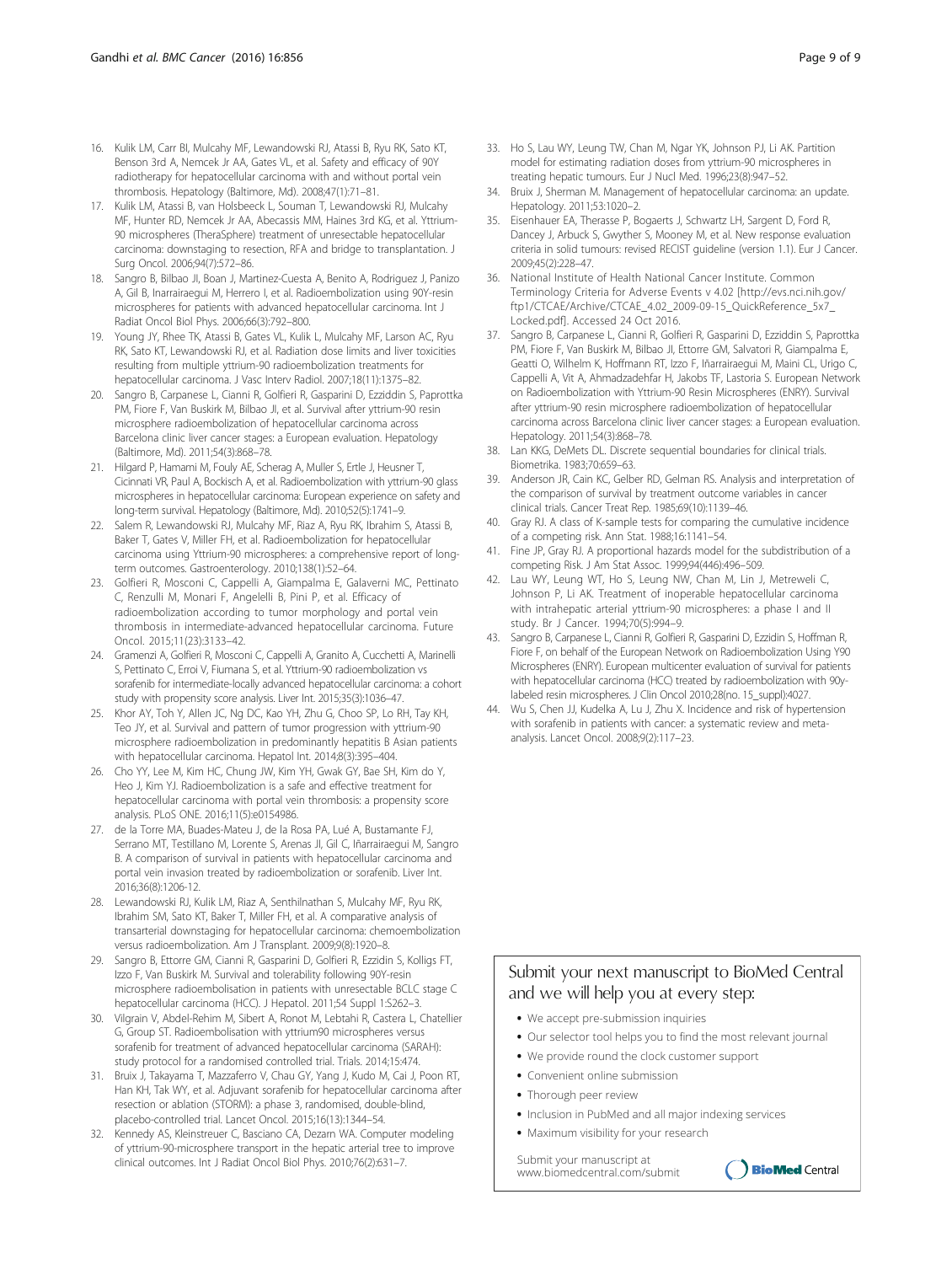16. Kulik LM, Carr BI, Mulcahy MF, Lewandowski RJ, Atassi B, Ryu RK, Sato KT, Benson 3rd A, Nemcek Jr AA, Gates VL, et al. Safety and efficacy of 90Y radiotherapy for hepatocellular carcinoma with and without portal vein thrombosis. Hepatology (Baltimore, Md). 2008;47(1):71–81.
17. Kulik LM, Atassi B, van Holsbeeck L, Souman T, Lewandowski RJ, Mulcahy MF, Hunter RD, Nemcek Jr AA, Abecassis MM, Haines 3rd KG, et al. Yttrium-90 microspheres (TheraSphere) treatment of unresectable hepatocellular carcinoma: downstaging to resection, RFA and bridge to transplantation. J Surg Oncol. 2006;94(7):572–86.
18. Sangro B, Bilbao JI, Boan J, Martinez-Cuesta A, Benito A, Rodriguez J, Panizo A, Gil B, Inarrairaegui M, Herrero I, et al. Radioembolization using 90Y-resin microspheres for patients with advanced hepatocellular carcinoma. Int J Radiat Oncol Biol Phys. 2006;66(3):792–800.
19. Young JY, Rhee TK, Atassi B, Gates VL, Kulik L, Mulcahy MF, Larson AC, Ryu RK, Sato KT, Lewandowski RJ, et al. Radiation dose limits and liver toxicities resulting from multiple yttrium-90 radioembolization treatments for hepatocellular carcinoma. J Vasc Interv Radiol. 2007;18(11):1375–82.
20. Sangro B, Carpanese L, Cianni R, Golfieri R, Gasparini D, Ezziddin S, Paprottka PM, Fiore F, Van Buskirk M, Bilbao JI, et al. Survival after yttrium-90 resin microsphere radioembolization of hepatocellular carcinoma across Barcelona clinic liver cancer stages: a European evaluation. Hepatology (Baltimore, Md). 2011;54(3):868–78.
21. Hilgard P, Hamami M, Fouly AE, Scherag A, Muller S, Ertle J, Heusner T, Cicinnati VR, Paul A, Bockisch A, et al. Radioembolization with yttrium-90 glass microspheres in hepatocellular carcinoma: European experience on safety and long-term survival. Hepatology (Baltimore, Md). 2010;52(5):1741–9.
22. Salem R, Lewandowski RJ, Mulcahy MF, Riaz A, Ryu RK, Ibrahim S, Atassi B, Baker T, Gates V, Miller FH, et al. Radioembolization for hepatocellular carcinoma using Yttrium-90 microspheres: a comprehensive report of long-term outcomes. Gastroenterology. 2010;138(1):52–64.
23. Golfieri R, Mosconi C, Cappelli A, Giampalma E, Galaverni MC, Pettinato C, Renzulli M, Monari F, Angelelli B, Pini P, et al. Efficacy of radioembolization according to tumor morphology and portal vein thrombosis in intermediate-advanced hepatocellular carcinoma. Future Oncol. 2015;11(23):3133–42.
24. Gramenzi A, Golfieri R, Mosconi C, Cappelli A, Granito A, Cucchetti A, Marinelli S, Pettinato C, Erroi V, Fiumana S, et al. Yttrium-90 radioembolization vs sorafenib for intermediate-locally advanced hepatocellular carcinoma: a cohort study with propensity score analysis. Liver Int. 2015;35(3):1036–47.
25. Khor AY, Toh Y, Allen JC, Ng DC, Kao YH, Zhu G, Choo SP, Lo RH, Tay KH, Teo JY, et al. Survival and pattern of tumor progression with yttrium-90 microsphere radioembolization in predominantly hepatitis B Asian patients with hepatocellular carcinoma. Hepatol Int. 2014;8(3):395–404.
26. Cho YY, Lee M, Kim HC, Chung JW, Kim YH, Gwak GY, Bae SH, Kim do Y, Heo J, Kim YJ. Radioembolization is a safe and effective treatment for hepatocellular carcinoma with portal vein thrombosis: a propensity score analysis. PLoS ONE. 2016;11(5):e0154986.
27. de la Torre MA, Buades-Mateu J, de la Rosa PA, Lué A, Bustamante FJ, Serrano MT, Testillano M, Lorente S, Arenas JI, Gil C, Iñarrairaegui M, Sangro B. A comparison of survival in patients with hepatocellular carcinoma and portal vein invasion treated by radioembolization or sorafenib. Liver Int. 2016;36(8):1206-12.
28. Lewandowski RJ, Kulik LM, Riaz A, Senthilnathan S, Mulcahy MF, Ryu RK, Ibrahim SM, Sato KT, Baker T, Miller FH, et al. A comparative analysis of transarterial downstaging for hepatocellular carcinoma: chemoembolization versus radioembolization. Am J Transplant. 2009;9(8):1920–8.
29. Sangro B, Ettorre GM, Cianni R, Gasparini D, Golfieri R, Ezzidin S, Kolligs FT, Izzo F, Van Buskirk M. Survival and tolerability following 90Y-resin microsphere radioembolisation in patients with unresectable BCLC stage C hepatocellular carcinoma (HCC). J Hepatol. 2011;54 Suppl 1:S262–3.
30. Vilgrain V, Abdel-Rehim M, Sibert A, Ronot M, Lebtahi R, Castera L, Chatellier G, Group ST. Radioembolisation with yttrium90 microspheres versus sorafenib for treatment of advanced hepatocellular carcinoma (SARAH): study protocol for a randomised controlled trial. Trials. 2014;15:474.
31. Bruix J, Takayama T, Mazzaferro V, Chau GY, Yang J, Kudo M, Cai J, Poon RT, Han KH, Tak WY, et al. Adjuvant sorafenib for hepatocellular carcinoma after resection or ablation (STORM): a phase 3, randomised, double-blind, placebo-controlled trial. Lancet Oncol. 2015;16(13):1344–54.
32. Kennedy AS, Kleinstreuer C, Basciano CA, Dezarn WA. Computer modeling of yttrium-90-microsphere transport in the hepatic arterial tree to improve clinical outcomes. Int J Radiat Oncol Biol Phys. 2010;76(2):631–7.
33. Ho S, Lau WY, Leung TW, Chan M, Ngar YK, Johnson PJ, Li AK. Partition model for estimating radiation doses from yttrium-90 microspheres in treating hepatic tumours. Eur J Nucl Med. 1996;23(8):947–52.
34. Bruix J, Sherman M. Management of hepatocellular carcinoma: an update. Hepatology. 2011;53:1020–2.
35. Eisenhauer EA, Therasse P, Bogaerts J, Schwartz LH, Sargent D, Ford R, Dancey J, Arbuck S, Gwyther S, Mooney M, et al. New response evaluation criteria in solid tumours: revised RECIST guideline (version 1.1). Eur J Cancer. 2009;45(2):228–47.
36. National Institute of Health National Cancer Institute. Common Terminology Criteria for Adverse Events v 4.02 [http://evs.nci.nih.gov/ftp1/CTCAE/Archive/CTCAE_4.02_2009-09-15_QuickReference_5x7_Locked.pdf]. Accessed 24 Oct 2016.
37. Sangro B, Carpanese L, Cianni R, Golfieri R, Gasparini D, Ezziddin S, Paprottka PM, Fiore F, Van Buskirk M, Bilbao JI, Ettorre GM, Salvatori R, Giampalma E, Geatti O, Wilhelm K, Hoffmann RT, Izzo F, Iñarrairaegui M, Maini CL, Urigo C, Cappelli A, Vit A, Ahmadzadehfar H, Jakobs TF, Lastoria S. European Network on Radioembolization with Yttrium-90 Resin Microspheres (ENRY). Survival after yttrium-90 resin microsphere radioembolization of hepatocellular carcinoma across Barcelona clinic liver cancer stages: a European evaluation. Hepatology. 2011;54(3):868–78.
38. Lan KKG, DeMets DL. Discrete sequential boundaries for clinical trials. Biometrika. 1983;70:659–63.
39. Anderson JR, Cain KC, Gelber RD, Gelman RS. Analysis and interpretation of the comparison of survival by treatment outcome variables in cancer clinical trials. Cancer Treat Rep. 1985;69(10):1139–46.
40. Gray RJ. A class of K-sample tests for comparing the cumulative incidence of a competing risk. Ann Stat. 1988;16:1141–54.
41. Fine JP, Gray RJ. A proportional hazards model for the subdistribution of a competing Risk. J Am Stat Assoc. 1999;94(446):496–509.
42. Lau WY, Leung WT, Ho S, Leung NW, Chan M, Lin J, Metreweli C, Johnson P, Li AK. Treatment of inoperable hepatocellular carcinoma with intrahepatic arterial yttrium-90 microspheres: a phase I and II study. Br J Cancer. 1994;70(5):994–9.
43. Sangro B, Carpanese L, Cianni R, Golfieri R, Gasparini D, Ezzidin S, Hoffman R, Fiore F, on behalf of the European Network on Radioembolization Using Y90 Microspheres (ENRY). European multicenter evaluation of survival for patients with hepatocellular carcinoma (HCC) treated by radioembolization with 90y-labeled resin microspheres. J Clin Oncol 2010;28(no. 15_suppl):4027.
44. Wu S, Chen JJ, Kudelka A, Lu J, Zhu X. Incidence and risk of hypertension with sorafenib in patients with cancer: a systematic review and meta-analysis. Lancet Oncol. 2008;9(2):117–23.

Submit your next manuscript to BioMed Central and we will help you at every step:

- We accept pre-submission inquiries
- Our selector tool helps you to find the most relevant journal
- We provide round the clock customer support
- Convenient online submission
- Thorough peer review
- Inclusion in PubMed and all major indexing services
- Maximum visibility for your research

Submit your manuscript at www.biomedcentral.com/submit

BioMed Central